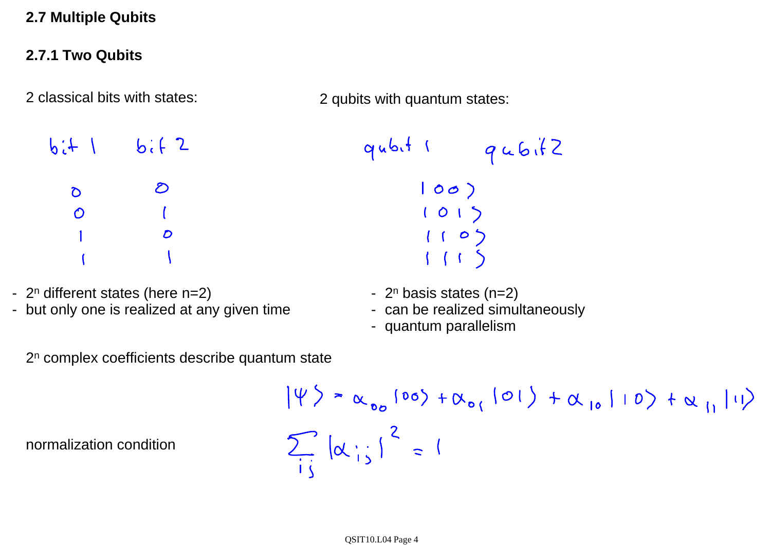## 2.7 Multiple Qubits

### 2.7.1 Two Qubits

2 classical bits with states:

| bit 1 | bit 2 |
|---|---|
| 0 | 0 |
| 0 | 1 |
| 1 | 0 |
| 1 | 1 |

- $2^n$ different states (here n=2)
- but only one is realized at any given time

2 qubits with quantum states:

| qubit 1 | qubit 2 |
|---|---|
| $\|00\rangle$ | |
| $\|01\rangle$ | |
| $\|10\rangle$ | |
| $\|11\rangle$ | |

- $2^n$ basis states (n=2)
- can be realized simultaneously
- quantum parallelism

$2^n$ complex coefficients describe quantum state

$$|\psi\rangle = \alpha_{00}|00\rangle + \alpha_{01}|01\rangle + \alpha_{10}|10\rangle + \alpha_{11}|11\rangle$$

normalization condition

$$\sum_{ij} |\alpha_{ij}|^2 = 1$$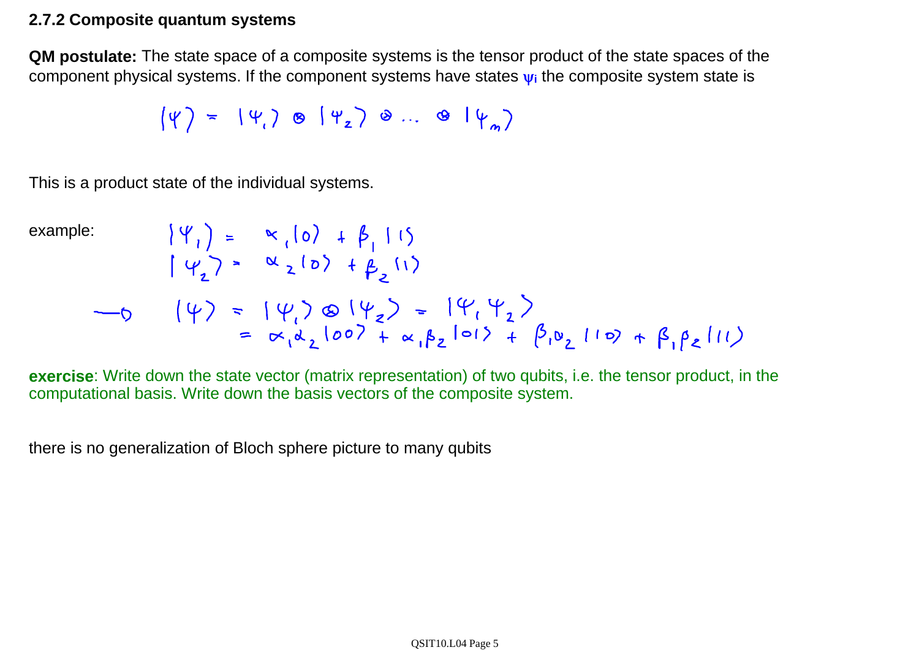### 2.7.2 Composite quantum systems

**QM postulate:** The state space of a composite systems is the tensor product of the state spaces of the component physical systems. If the component systems have states $\psi_i$ the composite system state is

$$|\psi\rangle = |\psi_1\rangle \otimes |\psi_2\rangle \otimes \dots \otimes |\psi_n\rangle$$

This is a product state of the individual systems.

example:

$$|\psi_1\rangle = \alpha_1|0\rangle + \beta_1|1\rangle$$

$$|\psi_2\rangle = \alpha_2|0\rangle + \beta_2|1\rangle$$

$$\rightarrow \quad |\psi\rangle = |\psi_1\rangle \otimes |\psi_2\rangle = |\psi_1 \psi_2\rangle$$

$$= \alpha_1\alpha_2|00\rangle + \alpha_1\beta_2|01\rangle + \beta_1\alpha_2|10\rangle + \beta_1\beta_2|11\rangle$$

**exercise**: Write down the state vector (matrix representation) of two qubits, i.e. the tensor product, in the computational basis. Write down the basis vectors of the composite system.

there is no generalization of Bloch sphere picture to many qubits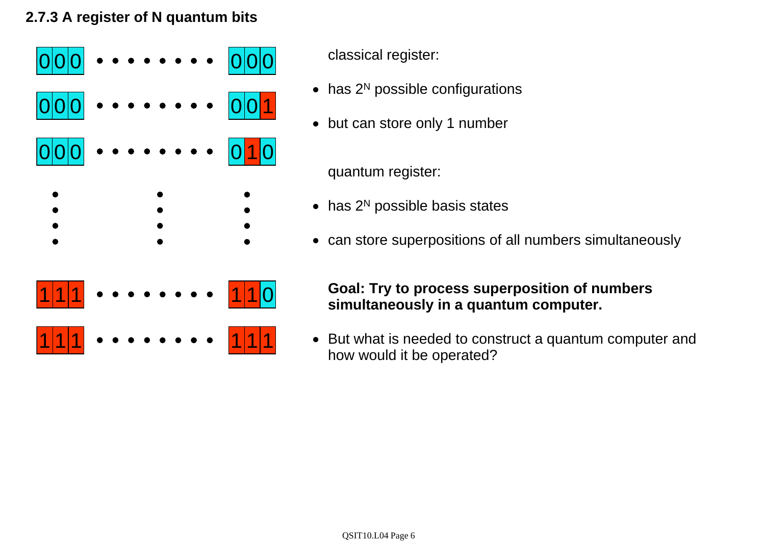### 2.7.3 A register of N quantum bits

classical register:

- has $2^N$ possible configurations
- but can store only 1 number

quantum register:

- has $2^N$ possible basis states
- can store superpositions of all numbers simultaneously

**Goal: Try to process superposition of numbers simultaneously in a quantum computer.**

- But what is needed to construct a quantum computer and how would it be operated?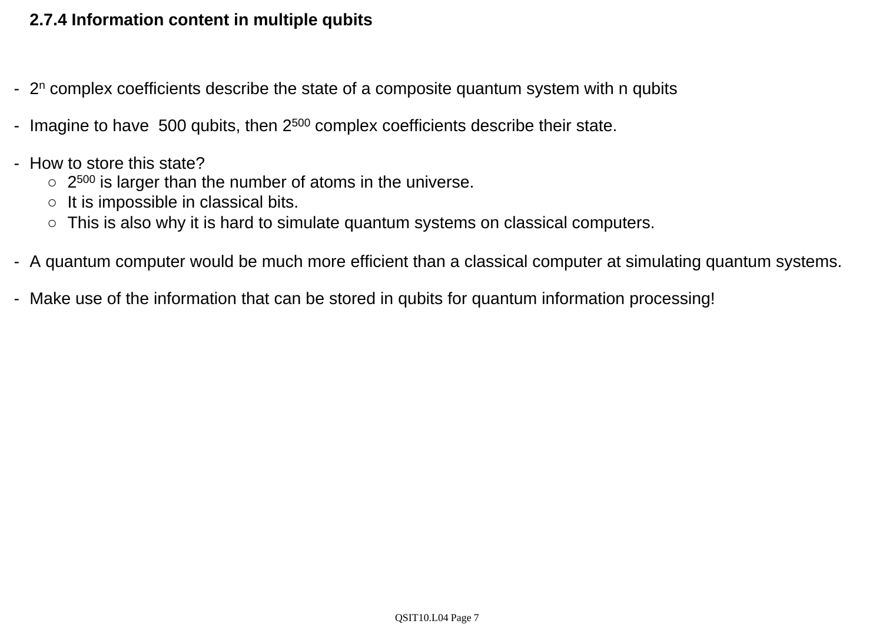### 2.7.4 Information content in multiple qubits

- $2^n$ complex coefficients describe the state of a composite quantum system with n qubits

- Imagine to have 500 qubits, then $2^{500}$ complex coefficients describe their state.

- How to store this state?
    - $2^{500}$ is larger than the number of atoms in the universe.
    - It is impossible in classical bits.
    - This is also why it is hard to simulate quantum systems on classical computers.

- A quantum computer would be much more efficient than a classical computer at simulating quantum systems.

- Make use of the information that can be stored in qubits for quantum information processing!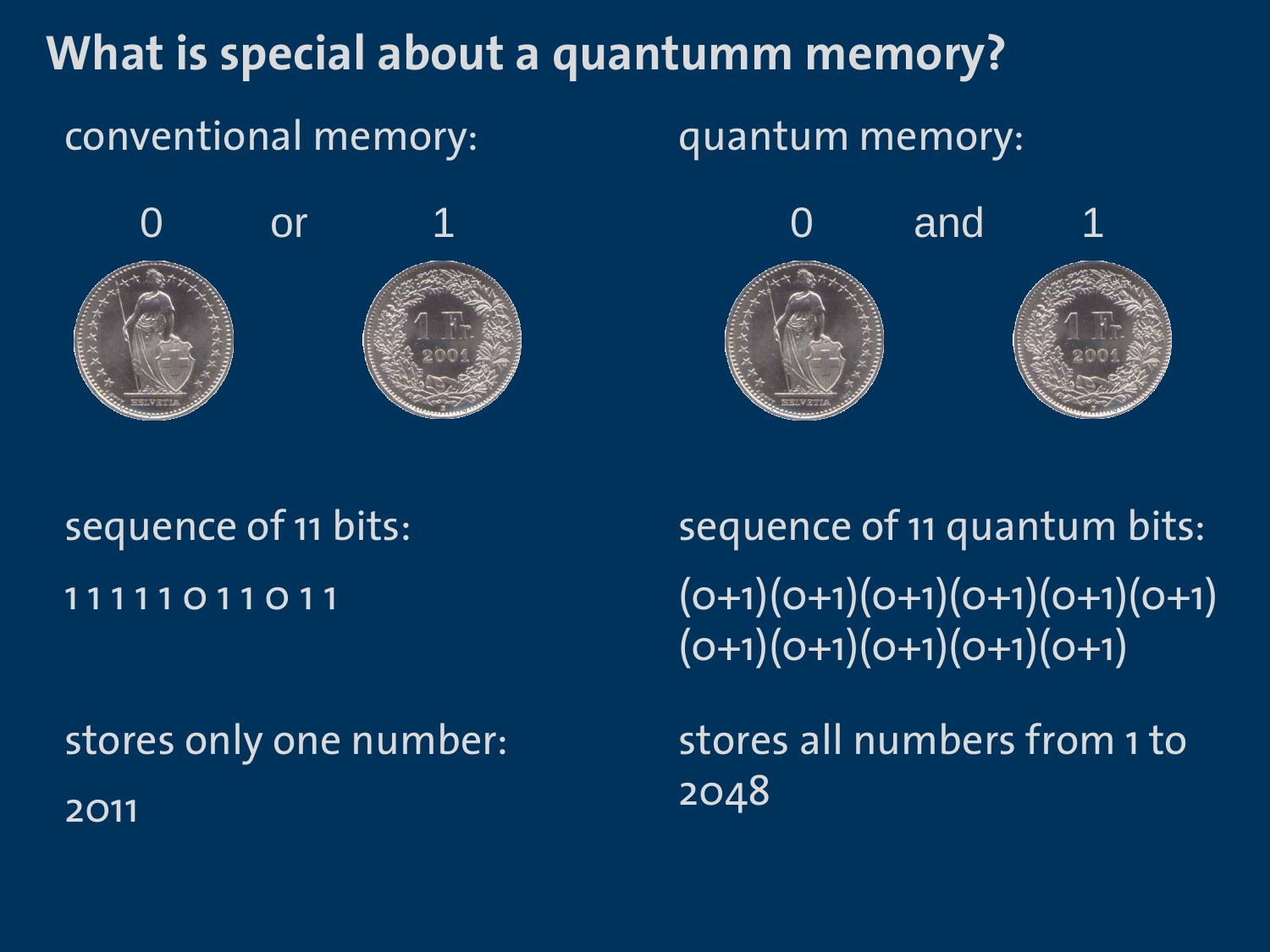# What is special about a quantumm memory?

conventional memory:

0 or 1

sequence of 11 bits:

1 1 1 1 1 0 1 1 0 1 1

stores only one number:

2011

quantum memory:

0 and 1

sequence of 11 quantum bits:

(0+1)(0+1)(0+1)(0+1)(0+1)(0+1)(0+1)(0+1)(0+1)(0+1)(0+1)

stores all numbers from 1 to 2048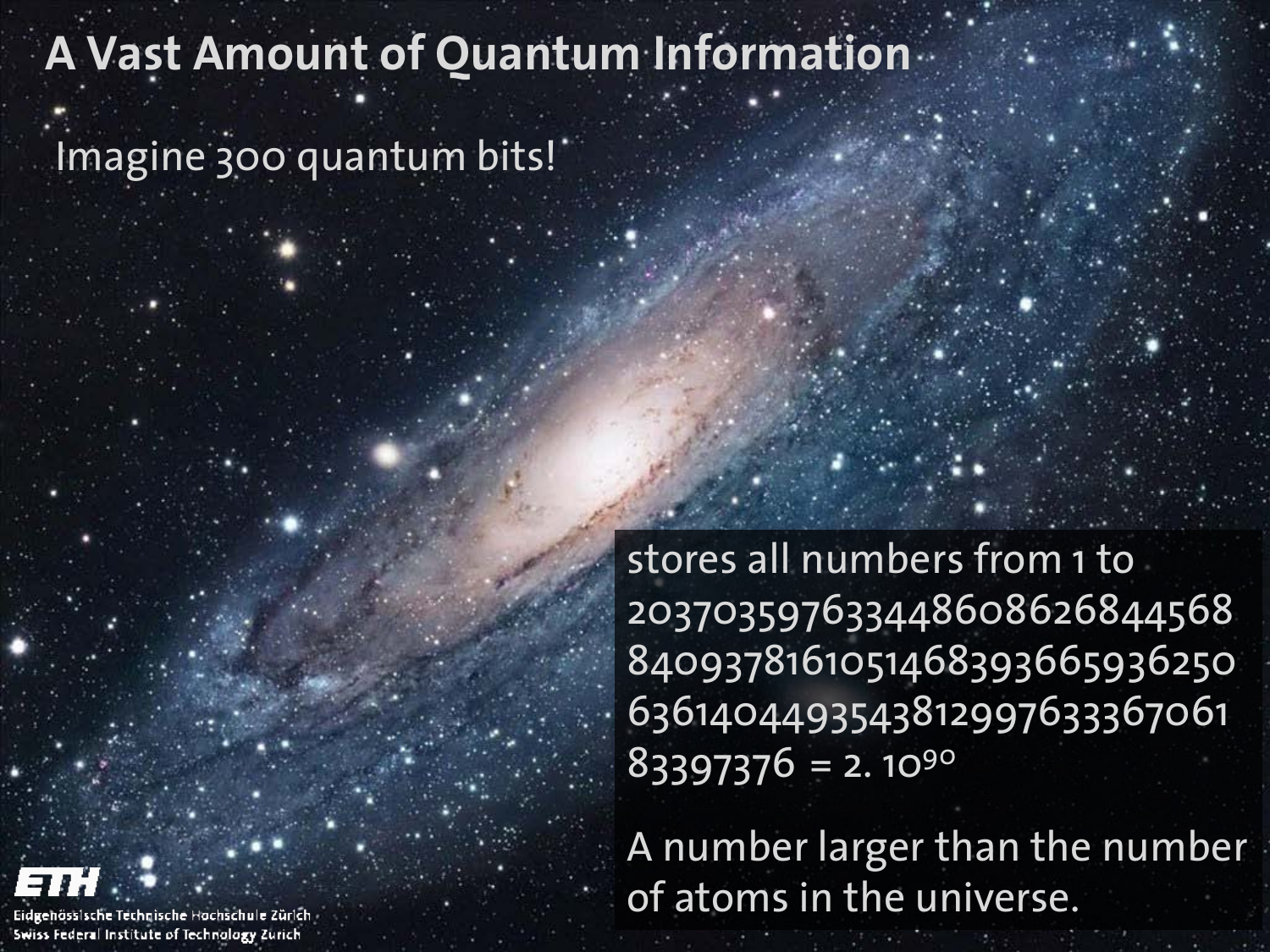# A Vast Amount of Quantum Information

Imagine 300 quantum bits!

stores all numbers from 1 to 2037035976334486086268445688409378161051468393665936250636140449354381299763336706183397376 = $2 \cdot 10^{90}$

A number larger than the number of atoms in the universe.

Eidgenössische Technische Hochschule Zürich
Swiss Federal Institute of Technology Zurich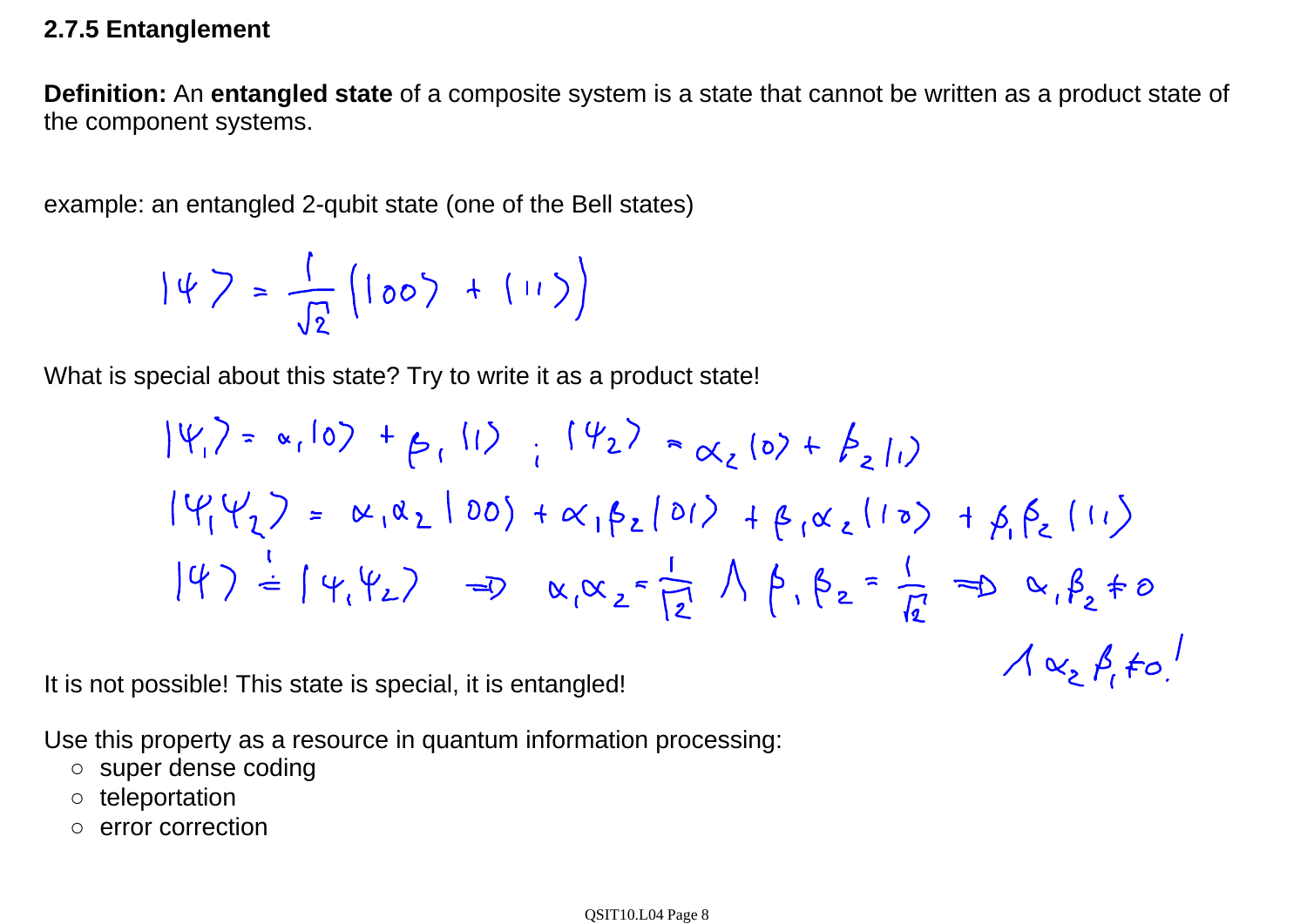### 2.7.5 Entanglement

**Definition:** An **entangled state** of a composite system is a state that cannot be written as a product state of the component systems.

example: an entangled 2-qubit state (one of the Bell states)

$$|\psi\rangle = \frac{1}{\sqrt{2}}\left(|00\rangle + |11\rangle\right)$$

What is special about this state? Try to write it as a product state!

$$|\psi_1\rangle = \alpha_1|0\rangle + \beta_1|1\rangle \; ; \; |\psi_2\rangle = \alpha_2|0\rangle + \beta_2|1\rangle$$

$$|\psi_1\psi_2\rangle = \alpha_1\alpha_2|00\rangle + \alpha_1\beta_2|01\rangle + \beta_1\alpha_2|10\rangle + \beta_1\beta_2|11\rangle$$

$$|\psi\rangle \overset{!}{=} |\psi_1\psi_2\rangle \Rightarrow \alpha_1\alpha_2 = \frac{1}{\sqrt{2}} \wedge \beta_1\beta_2 = \frac{1}{\sqrt{2}} \Rightarrow \alpha_1\beta_2 \neq 0$$

$$\wedge\, \alpha_2\beta_1 \neq 0!$$

It is not possible! This state is special, it is entangled!

Use this property as a resource in quantum information processing:

- super dense coding
- teleportation
- error correction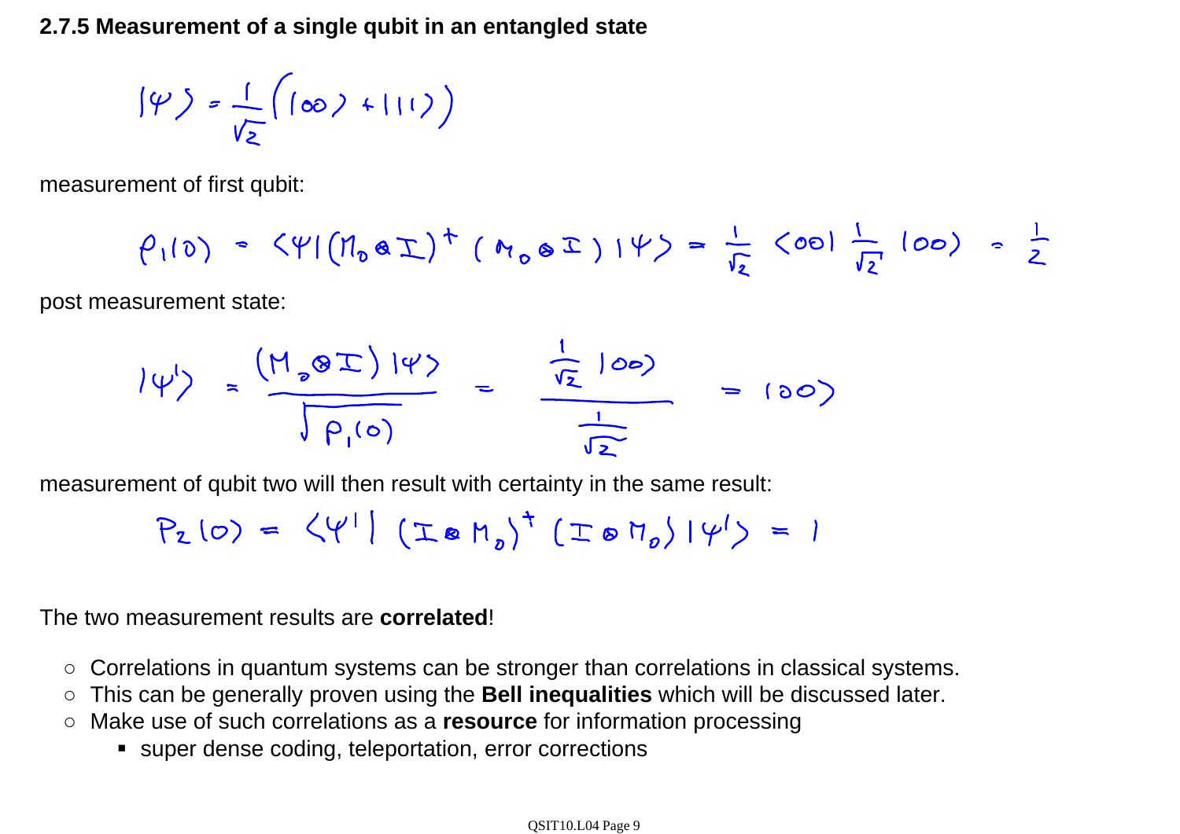### 2.7.5 Measurement of a single qubit in an entangled state

$$|\psi\rangle = \frac{1}{\sqrt{2}}\left(|00\rangle + |11\rangle\right)$$

measurement of first qubit:

$$p_1(0) = \langle\psi|(M_0 \otimes I)^\dagger (M_0 \otimes I)|\psi\rangle = \frac{1}{\sqrt{2}} \langle 00| \frac{1}{\sqrt{2}} |00\rangle = \frac{1}{2}$$

post measurement state:

$$|\psi'\rangle = \frac{(M_0 \otimes I)|\psi\rangle}{\sqrt{p_1(0)}} = \frac{\frac{1}{\sqrt{2}}|00\rangle}{\frac{1}{\sqrt{2}}} = |00\rangle$$

measurement of qubit two will then result with certainty in the same result:

$$p_2(0) = \langle\psi'| (I \otimes M_0)^\dagger (I \otimes M_0)|\psi'\rangle = 1$$

The two measurement results are **correlated**!

- Correlations in quantum systems can be stronger than correlations in classical systems.
- This can be generally proven using the **Bell inequalities** which will be discussed later.
- Make use of such correlations as a **resource** for information processing
  - super dense coding, teleportation, error corrections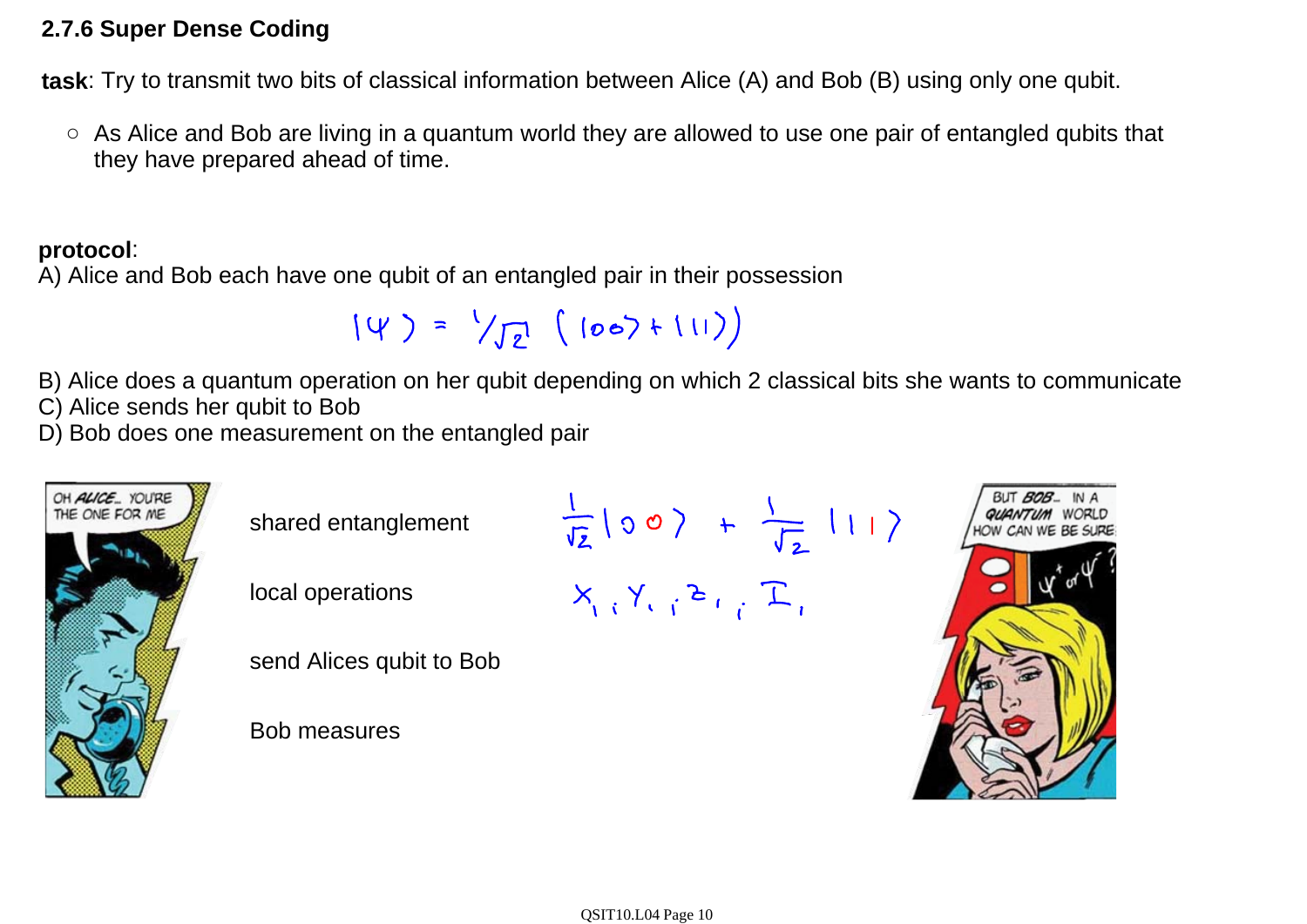### 2.7.6 Super Dense Coding

**task**: Try to transmit two bits of classical information between Alice (A) and Bob (B) using only one qubit.

- As Alice and Bob are living in a quantum world they are allowed to use one pair of entangled qubits that they have prepared ahead of time.

**protocol**:

A) Alice and Bob each have one qubit of an entangled pair in their possession

$$|\psi\rangle = 1/\sqrt{2}\,(|00\rangle + |11\rangle)$$

B) Alice does a quantum operation on her qubit depending on which 2 classical bits she wants to communicate
C) Alice sends her qubit to Bob
D) Bob does one measurement on the entangled pair

shared entanglement $\frac{1}{\sqrt{2}}|00\rangle + \frac{1}{\sqrt{2}}|11\rangle$

local operations $X_1 ; Y_1 ; Z_1 ; I_1$

send Alices qubit to Bob

Bob measures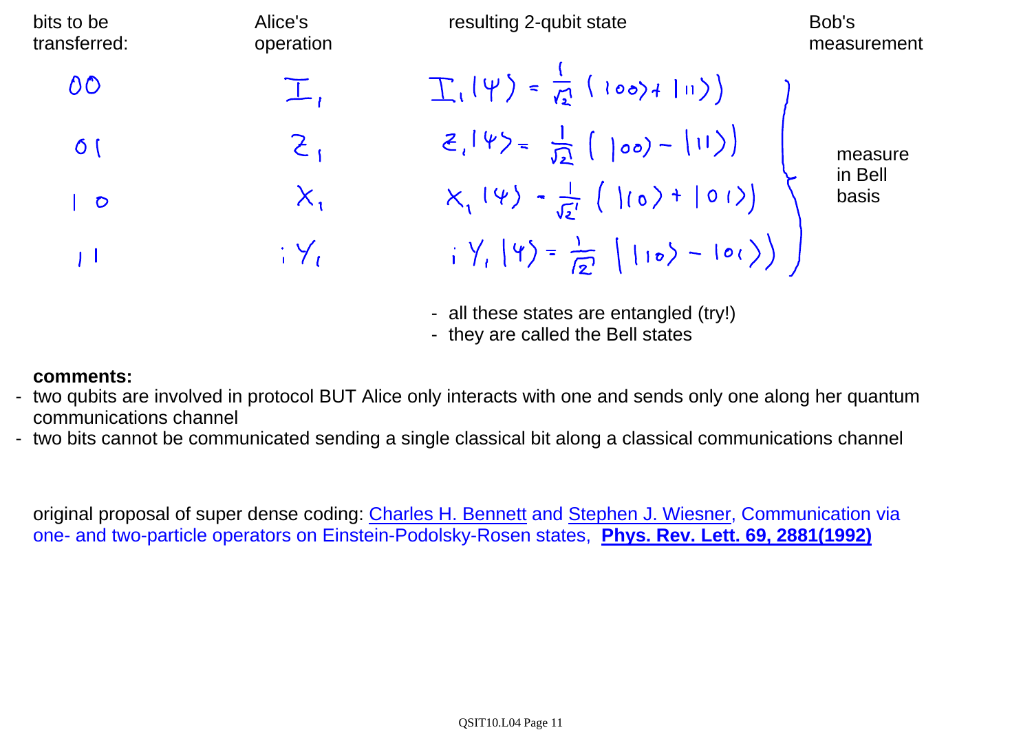| bits to be transferred: | Alice's operation | resulting 2-qubit state | Bob's measurement |
| --- | --- | --- | --- |
| 00 | $I_1$ | $I_1 \lvert\psi\rangle = \frac{1}{\sqrt{2}} (\lvert 00\rangle + \lvert 11\rangle)$ | measure in Bell basis |
| 01 | $Z_1$ | $Z_1 \lvert\psi\rangle = \frac{1}{\sqrt{2}} (\lvert 00\rangle - \lvert 11\rangle)$ | |
| 10 | $X_1$ | $X_1 \lvert\psi\rangle = \frac{1}{\sqrt{2}} (\lvert 10\rangle + \lvert 01\rangle)$ | |
| 11 | $iY_1$ | $iY_1 \lvert\psi\rangle = \frac{1}{\sqrt{2}} (\lvert 10\rangle - \lvert 01\rangle)$ | |

- all these states are entangled (try!)
- they are called the Bell states

**comments:**

- two qubits are involved in protocol BUT Alice only interacts with one and sends only one along her quantum communications channel
- two bits cannot be communicated sending a single classical bit along a classical communications channel

original proposal of super dense coding: Charles H. Bennett and Stephen J. Wiesner, Communication via one- and two-particle operators on Einstein-Podolsky-Rosen states, **Phys. Rev. Lett. 69, 2881(1992)**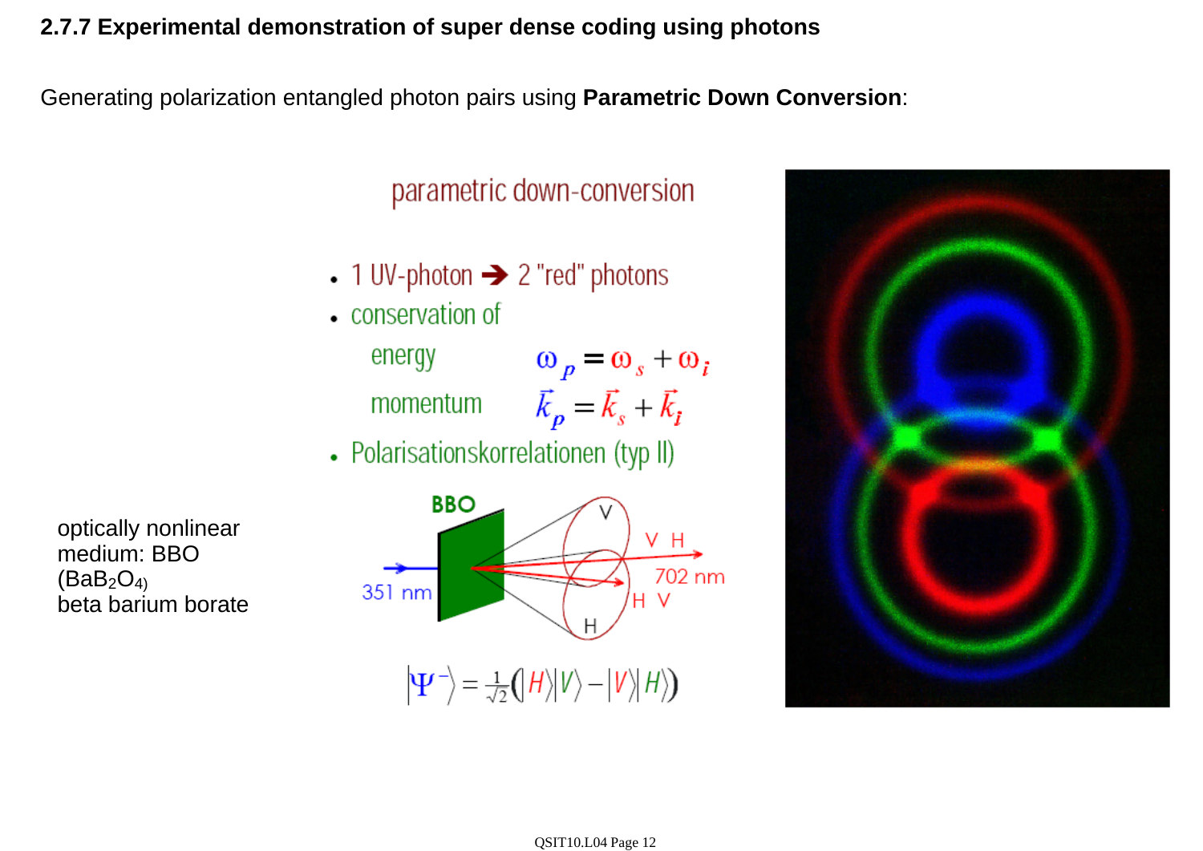### 2.7.7 Experimental demonstration of super dense coding using photons

Generating polarization entangled photon pairs using **Parametric Down Conversion**:

parametric down-conversion

- 1 UV-photon ➔ 2 "red" photons
- conservation of
  - energy $\omega_p = \omega_s + \omega_i$
  - momentum $\vec{k}_p = \vec{k}_s + \vec{k}_i$
- Polarisationskorrelationen (typ II)

BBO

351 nm

V H

702 nm

H V

$$|\Psi^-\rangle = \frac{1}{\sqrt{2}}\left(|H\rangle|V\rangle - |V\rangle|H\rangle\right)$$

optically nonlinear medium: BBO ($BaB_2O_4$)
beta barium borate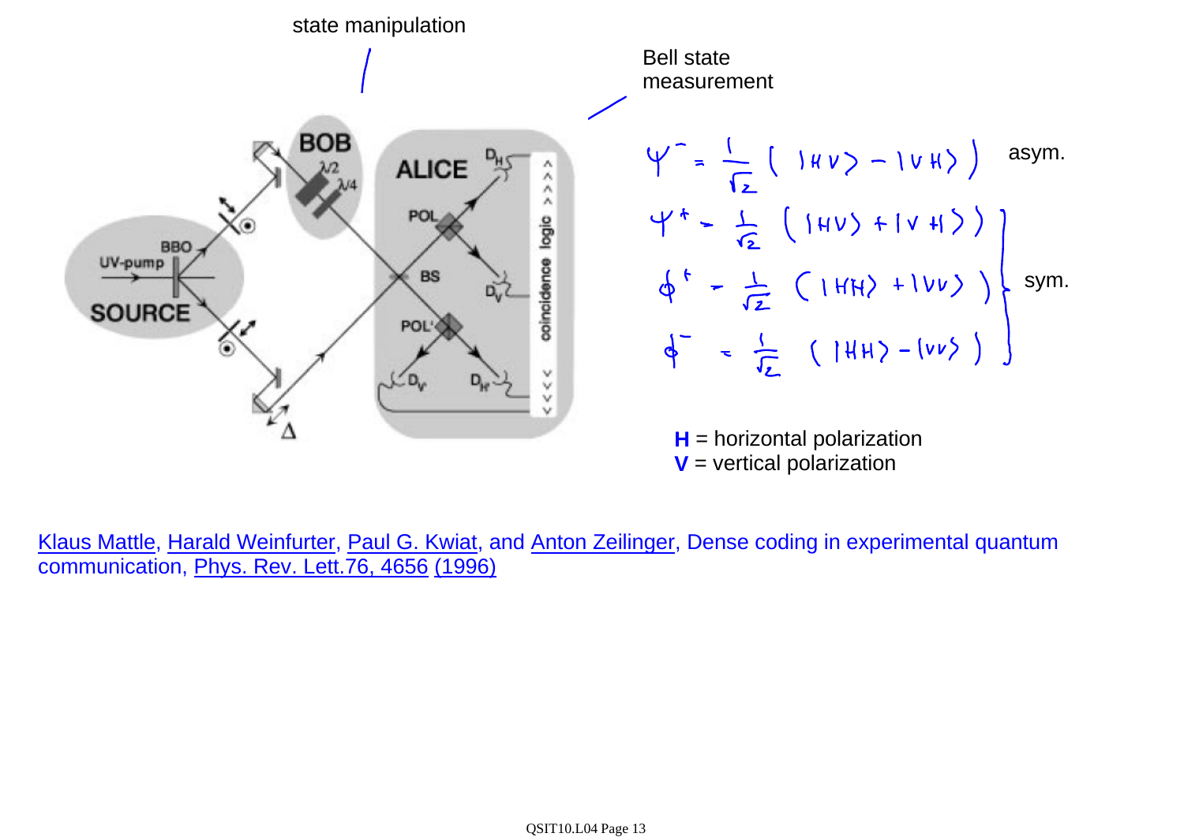state manipulation

Bell state measurement

$$\Psi^- = \frac{1}{\sqrt{2}} \left( |HV\rangle - |VH\rangle \right) \quad \text{asym.}$$

$$\Psi^+ = \frac{1}{\sqrt{2}} \left( |HV\rangle + |VH\rangle \right)$$

$$\Phi^+ = \frac{1}{\sqrt{2}} \left( |HH\rangle + |VV\rangle \right)$$

$$\Phi^- = \frac{1}{\sqrt{2}} \left( |HH\rangle - |VV\rangle \right)$$

sym. ($\Psi^+$, $\Phi^+$, $\Phi^-$)

**H** = horizontal polarization
**V** = vertical polarization

Klaus Mattle, Harald Weinfurter, Paul G. Kwiat, and Anton Zeilinger, Dense coding in experimental quantum communication, Phys. Rev. Lett.76, 4656 (1996)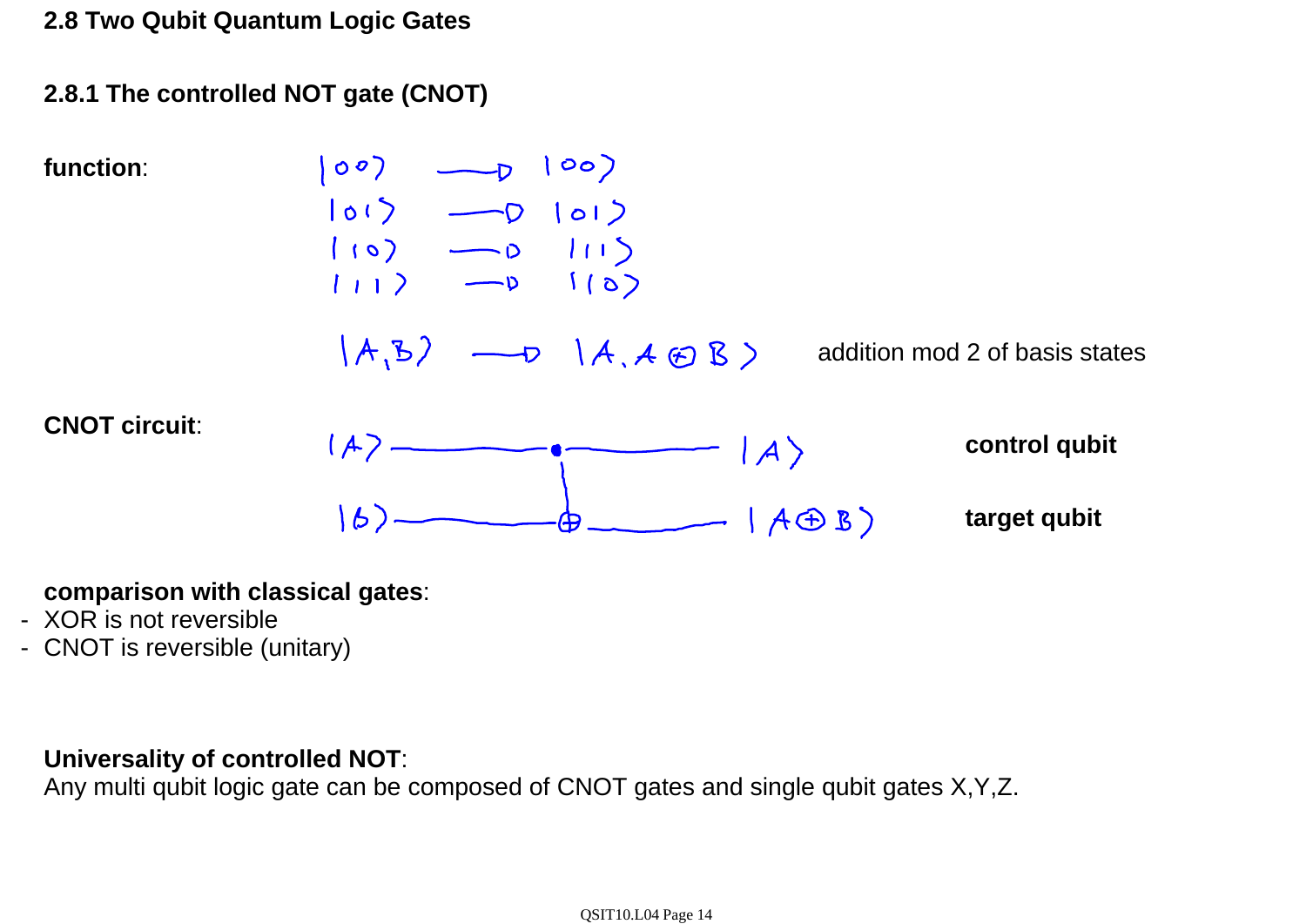## 2.8 Two Qubit Quantum Logic Gates

### 2.8.1 The controlled NOT gate (CNOT)

**function**:

$$|00\rangle \rightarrow |00\rangle$$
$$|01\rangle \rightarrow |01\rangle$$
$$|10\rangle \rightarrow |11\rangle$$
$$|11\rangle \rightarrow |10\rangle$$

$$|A, B\rangle \rightarrow |A, A \oplus B\rangle \quad \text{addition mod 2 of basis states}$$

**CNOT circuit**:

$|A\rangle$ —•— $|A\rangle$ **control qubit**

$|B\rangle$ —⊕— $|A \oplus B\rangle$ **target qubit**

**comparison with classical gates**:
- XOR is not reversible
- CNOT is reversible (unitary)

**Universality of controlled NOT**:
Any multi qubit logic gate can be composed of CNOT gates and single qubit gates X,Y,Z.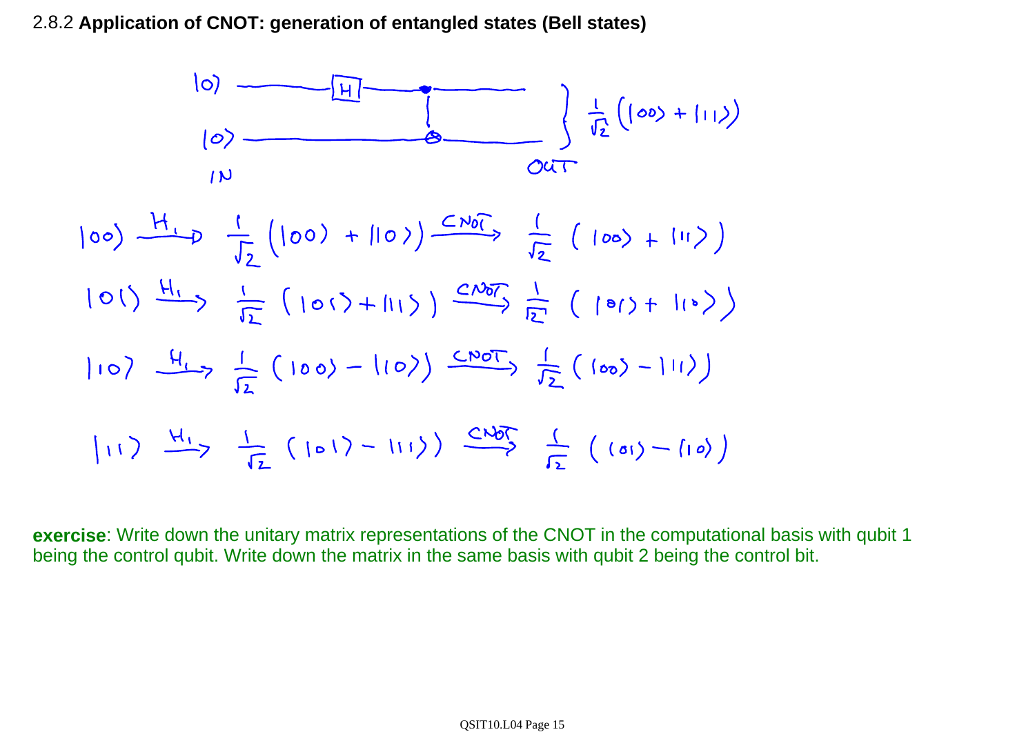2.8.2 **Application of CNOT: generation of entangled states (Bell states)**

$$|0\rangle \text{ —[H]— control; } |0\rangle \text{ — target (CNOT)} \quad \text{IN} \to \text{OUT}: \; \frac{1}{\sqrt{2}}\left(|00\rangle + |11\rangle\right)$$

$$|00\rangle \xrightarrow{H_1} \frac{1}{\sqrt{2}}\left(|00\rangle + |10\rangle\right) \xrightarrow{CNOT} \frac{1}{\sqrt{2}}\left(|00\rangle + |11\rangle\right)$$

$$|01\rangle \xrightarrow{H_1} \frac{1}{\sqrt{2}}\left(|01\rangle + |11\rangle\right) \xrightarrow{CNOT} \frac{1}{\sqrt{2}}\left(|01\rangle + |10\rangle\right)$$

$$|10\rangle \xrightarrow{H_1} \frac{1}{\sqrt{2}}\left(|00\rangle - |10\rangle\right) \xrightarrow{CNOT} \frac{1}{\sqrt{2}}\left(|00\rangle - |11\rangle\right)$$

$$|11\rangle \xrightarrow{H_1} \frac{1}{\sqrt{2}}\left(|01\rangle - |11\rangle\right) \xrightarrow{CNOT} \frac{1}{\sqrt{2}}\left(|01\rangle - |10\rangle\right)$$

**exercise**: Write down the unitary matrix representations of the CNOT in the computational basis with qubit 1 being the control qubit. Write down the matrix in the same basis with qubit 2 being the control bit.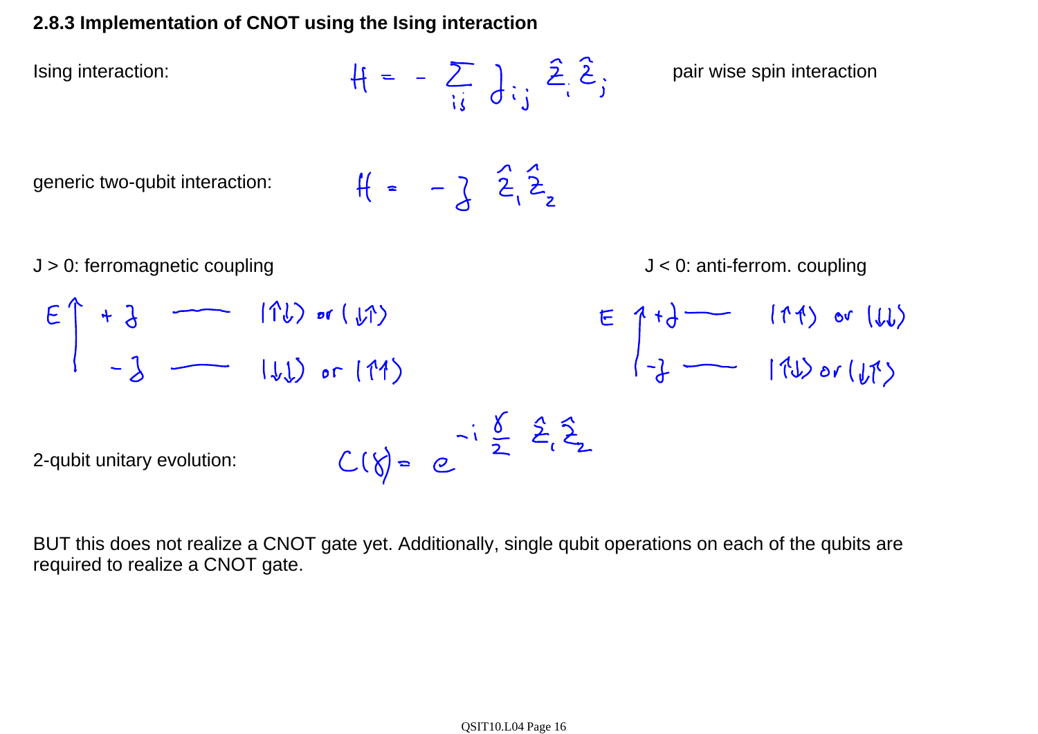### 2.8.3 Implementation of CNOT using the Ising interaction

Ising interaction: $H = -\sum_{ij} J_{ij} \hat{Z}_i \hat{Z}_j$ pair wise spin interaction

generic two-qubit interaction: $H = -J \hat{Z}_1 \hat{Z}_2$

J > 0: ferromagnetic coupling

$E$ (increasing upward):

- $+J$ — $|\uparrow\downarrow\rangle$ or $|\downarrow\uparrow\rangle$
- $-J$ — $|\downarrow\downarrow\rangle$ or $|\uparrow\uparrow\rangle$

J < 0: anti-ferrom. coupling

$E$ (increasing upward):

- $+J$ — $|\uparrow\uparrow\rangle$ or $|\downarrow\downarrow\rangle$
- $-J$ — $|\uparrow\downarrow\rangle$ or $|\downarrow\uparrow\rangle$

2-qubit unitary evolution: $C(\gamma) = e^{-i\frac{\gamma}{2}\hat{Z}_1\hat{Z}_2}$

BUT this does not realize a CNOT gate yet. Additionally, single qubit operations on each of the qubits are required to realize a CNOT gate.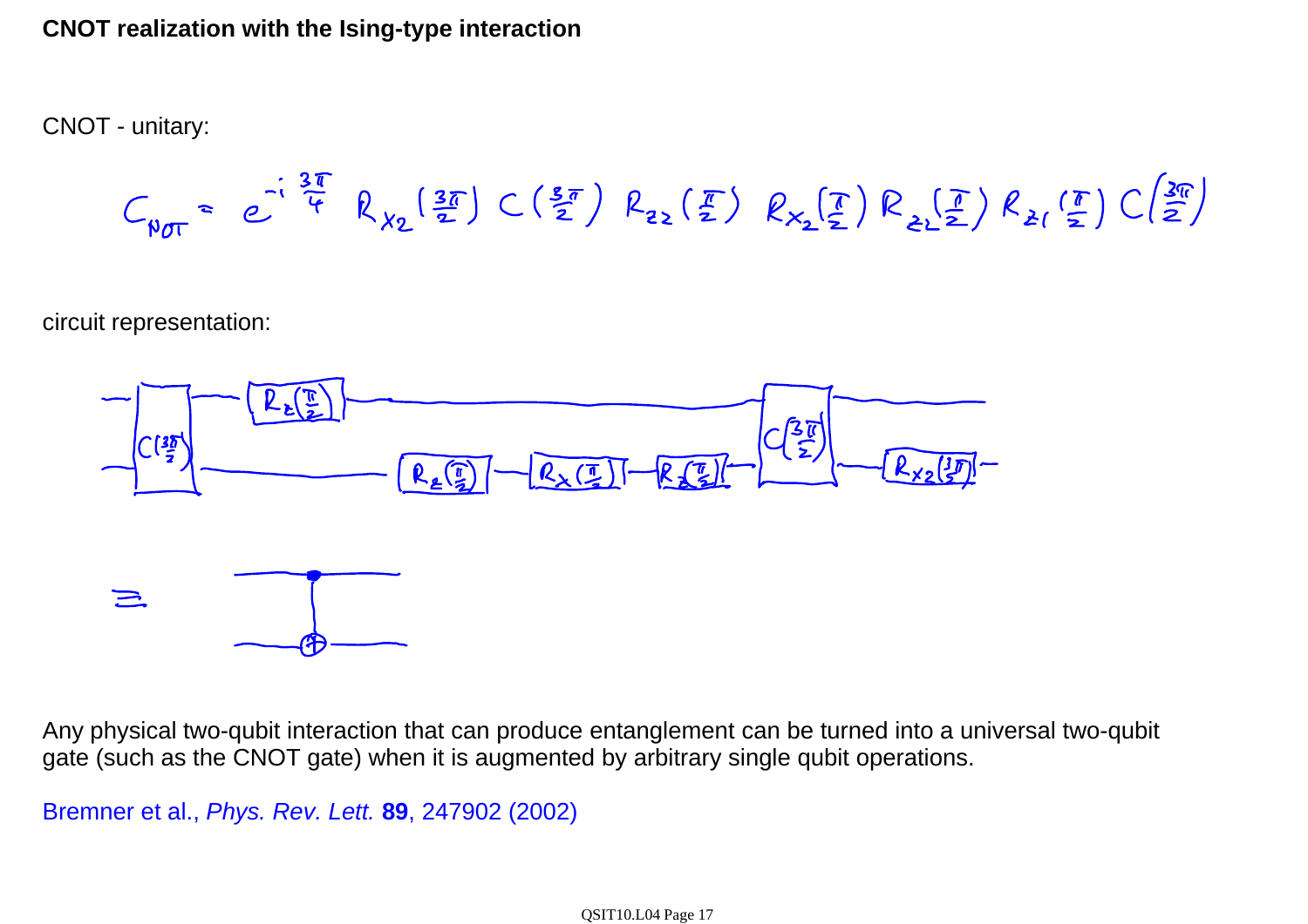# CNOT realization with the Ising-type interaction

CNOT - unitary:

$$C_{NOT} = e^{-i\frac{3\pi}{4}} R_{x_2}\left(\frac{3\pi}{2}\right) C\left(\frac{3\pi}{2}\right) R_{z_2}\left(\frac{\pi}{2}\right) R_{x_2}\left(\frac{\pi}{2}\right) R_{z_2}\left(\frac{\pi}{2}\right) R_{z_1}\left(\frac{\pi}{2}\right) C\left(\frac{3\pi}{2}\right)$$

circuit representation:

Any physical two-qubit interaction that can produce entanglement can be turned into a universal two-qubit gate (such as the CNOT gate) when it is augmented by arbitrary single qubit operations.

Bremner et al., *Phys. Rev. Lett.* **89**, 247902 (2002)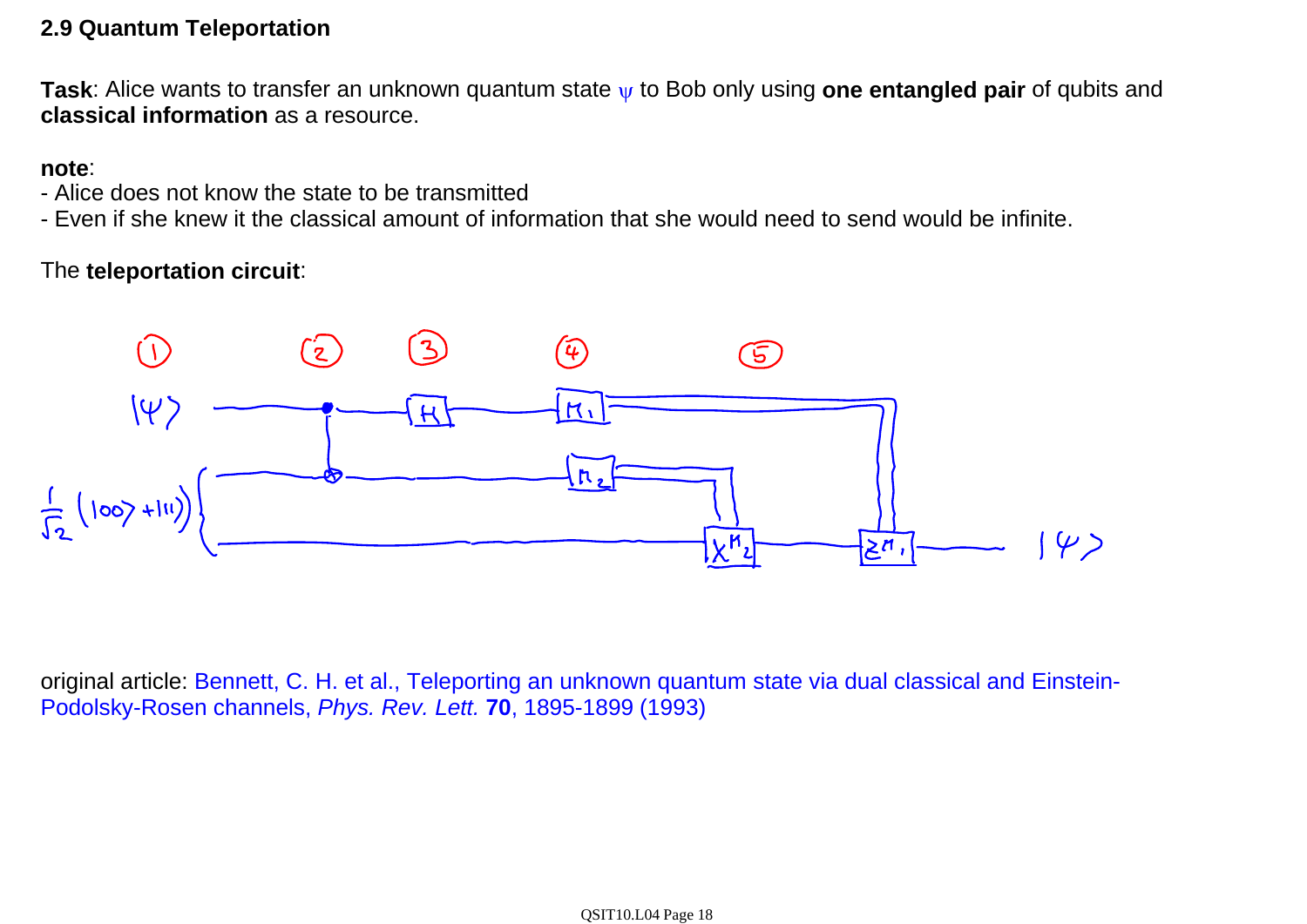### 2.9 Quantum Teleportation

**Task**: Alice wants to transfer an unknown quantum state $\psi$ to Bob only using **one entangled pair** of qubits and **classical information** as a resource.

**note**:
- Alice does not know the state to be transmitted
- Even if she knew it the classical amount of information that she would need to send would be infinite.

The **teleportation circuit**:

original article: Bennett, C. H. et al., Teleporting an unknown quantum state via dual classical and Einstein-Podolsky-Rosen channels, *Phys. Rev. Lett.* **70**, 1895-1899 (1993)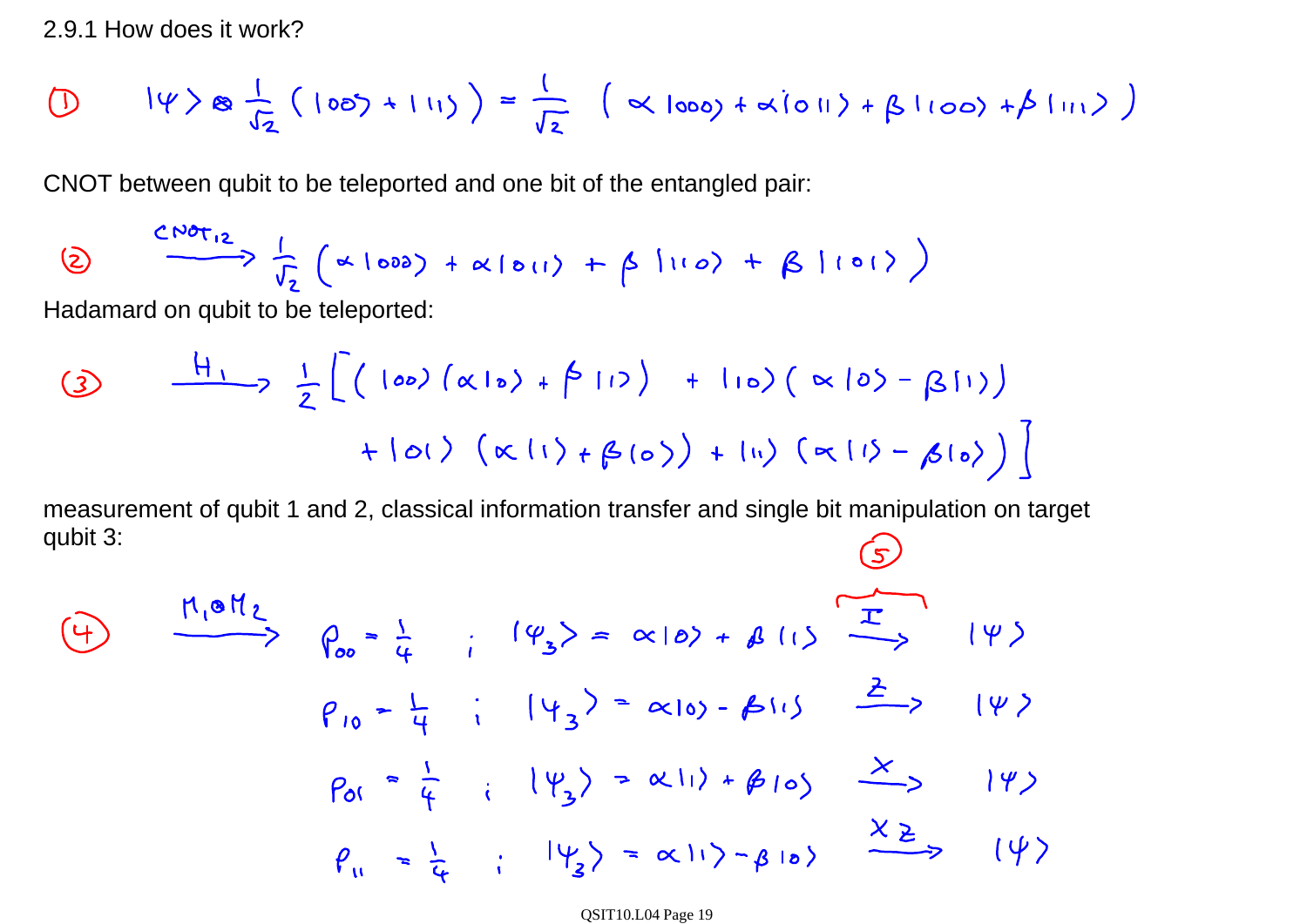2.9.1 How does it work?

(1) $$|\psi\rangle \otimes \frac{1}{\sqrt{2}}\left(|00\rangle + |11\rangle\right) = \frac{1}{\sqrt{2}}\left(\alpha|000\rangle + \alpha|011\rangle + \beta|100\rangle + \beta|111\rangle\right)$$

CNOT between qubit to be teleported and one bit of the entangled pair:

(2) $$\xrightarrow{CNOT_{12}} \frac{1}{\sqrt{2}}\left(\alpha|000\rangle + \alpha|011\rangle + \beta|110\rangle + \beta|101\rangle\right)$$

Hadamard on qubit to be teleported:

(3) $$\xrightarrow{H_1} \frac{1}{2}\Big[\left(|00\rangle(\alpha|0\rangle + \beta|1\rangle) + |10\rangle(\alpha|0\rangle - \beta|1\rangle)\right)$$
$$+ |01\rangle(\alpha|1\rangle + \beta|0\rangle) + |11\rangle(\alpha|1\rangle - \beta|0\rangle)\Big]$$

measurement of qubit 1 and 2, classical information transfer and single bit manipulation on target qubit 3:

(4) $$\xrightarrow{M_1 \otimes M_2} \quad P_{00} = \frac{1}{4} \;;\; |\psi_3\rangle = \alpha|0\rangle + \beta|1\rangle \xrightarrow{I} |\psi\rangle$$
$$P_{10} = \frac{1}{4} \;;\; |\psi_3\rangle = \alpha|0\rangle - \beta|1\rangle \xrightarrow{Z} |\psi\rangle$$
$$P_{01} = \frac{1}{4} \;;\; |\psi_3\rangle = \alpha|1\rangle + \beta|0\rangle \xrightarrow{X} |\psi\rangle$$
$$P_{11} = \frac{1}{4} \;;\; |\psi_3\rangle = \alpha|1\rangle - \beta|0\rangle \xrightarrow{XZ} |\psi\rangle$$

(5) (applied single-qubit operations $I$, $Z$, $X$, $XZ$)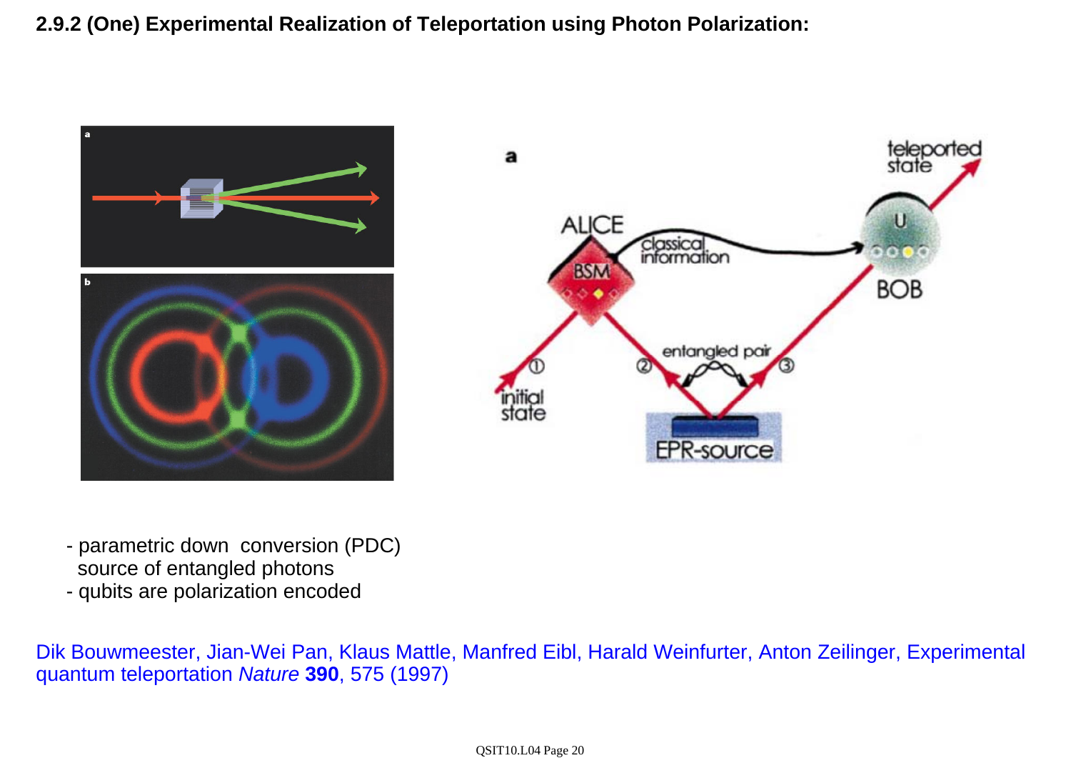**2.9.2 (One) Experimental Realization of Teleportation using Photon Polarization:**

- parametric down conversion (PDC) source of entangled photons
- qubits are polarization encoded

Dik Bouwmeester, Jian-Wei Pan, Klaus Mattle, Manfred Eibl, Harald Weinfurter, Anton Zeilinger, Experimental quantum teleportation *Nature* **390**, 575 (1997)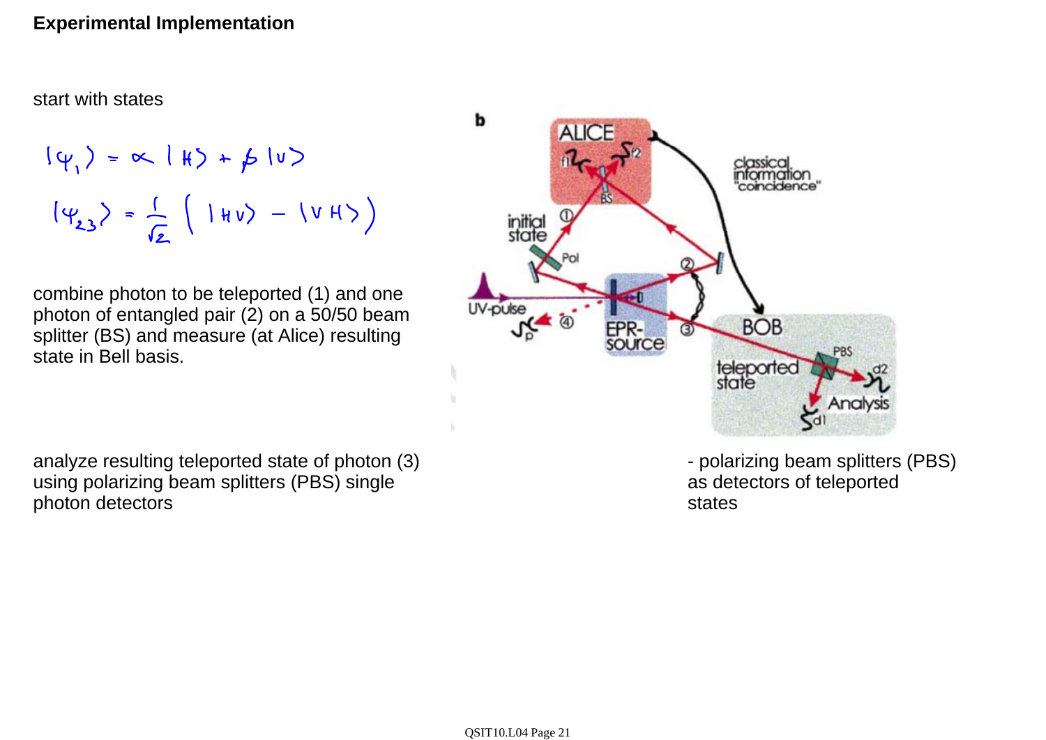## Experimental Implementation

start with states

$$|\psi_1\rangle = \alpha\,|H\rangle + \beta\,|V\rangle$$

$$|\psi_{23}\rangle = \frac{1}{\sqrt{2}}\left(|HV\rangle - |VH\rangle\right)$$

combine photon to be teleported (1) and one photon of entangled pair (2) on a 50/50 beam splitter (BS) and measure (at Alice) resulting state in Bell basis.

analyze resulting teleported state of photon (3) using polarizing beam splitters (PBS) single photon detectors

- polarizing beam splitters (PBS) as detectors of teleported states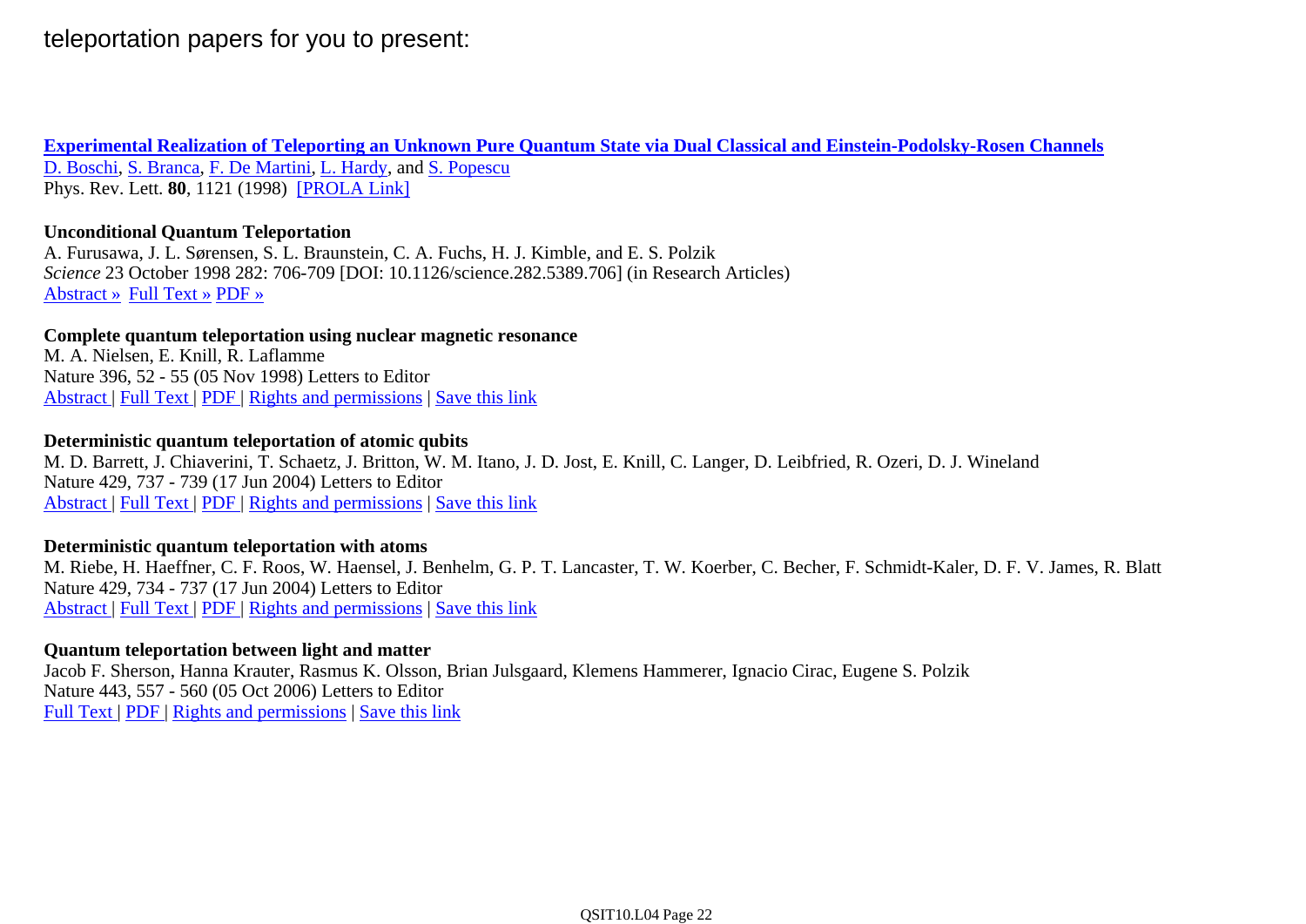teleportation papers for you to present:

**Experimental Realization of Teleporting an Unknown Pure Quantum State via Dual Classical and Einstein-Podolsky-Rosen Channels**
D. Boschi, S. Branca, F. De Martini, L. Hardy, and S. Popescu
Phys. Rev. Lett. **80**, 1121 (1998) [PROLA Link]

**Unconditional Quantum Teleportation**
A. Furusawa, J. L. Sørensen, S. L. Braunstein, C. A. Fuchs, H. J. Kimble, and E. S. Polzik
*Science* 23 October 1998 282: 706-709 [DOI: 10.1126/science.282.5389.706] (in Research Articles)
Abstract » Full Text » PDF »

**Complete quantum teleportation using nuclear magnetic resonance**
M. A. Nielsen, E. Knill, R. Laflamme
Nature 396, 52 - 55 (05 Nov 1998) Letters to Editor
Abstract | Full Text | PDF | Rights and permissions | Save this link

**Deterministic quantum teleportation of atomic qubits**
M. D. Barrett, J. Chiaverini, T. Schaetz, J. Britton, W. M. Itano, J. D. Jost, E. Knill, C. Langer, D. Leibfried, R. Ozeri, D. J. Wineland
Nature 429, 737 - 739 (17 Jun 2004) Letters to Editor
Abstract | Full Text | PDF | Rights and permissions | Save this link

**Deterministic quantum teleportation with atoms**
M. Riebe, H. Haeffner, C. F. Roos, W. Haensel, J. Benhelm, G. P. T. Lancaster, T. W. Koerber, C. Becher, F. Schmidt-Kaler, D. F. V. James, R. Blatt
Nature 429, 734 - 737 (17 Jun 2004) Letters to Editor
Abstract | Full Text | PDF | Rights and permissions | Save this link

**Quantum teleportation between light and matter**
Jacob F. Sherson, Hanna Krauter, Rasmus K. Olsson, Brian Julsgaard, Klemens Hammerer, Ignacio Cirac, Eugene S. Polzik
Nature 443, 557 - 560 (05 Oct 2006) Letters to Editor
Full Text | PDF | Rights and permissions | Save this link